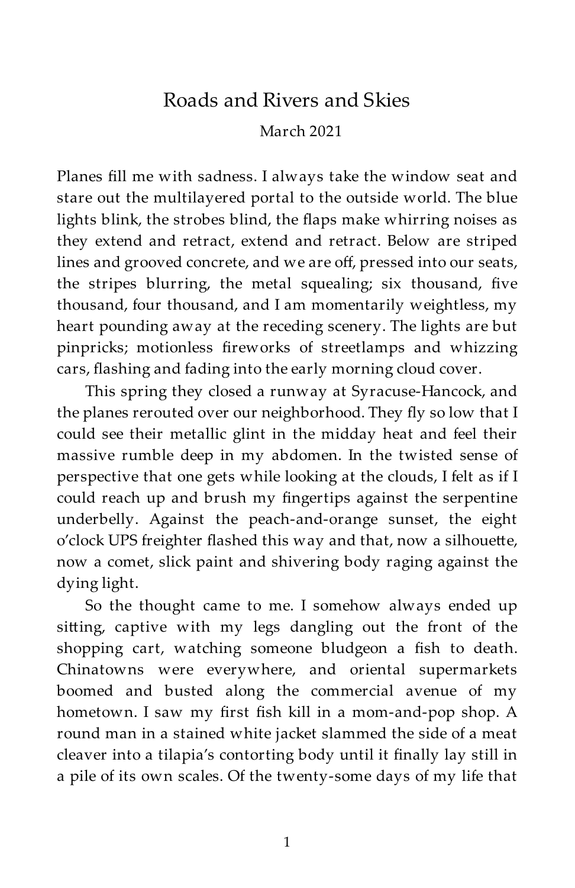# Roads and Rivers and Skies

March 2021

Planes fill me with sadness. I always take the window seat and stare out the multilayered portal to the outside world. The blue lights blink, the strobes blind, the flaps make whirring noises as they extend and retract, extend and retract. Below are striped lines and grooved concrete, and we are off, pressed into our seats, the stripes blurring, the metal squealing; six thousand, five thousand, four thousand, and I am momentarily weightless, my heart pounding away at the receding scenery. The lights are but pinpricks; motionless fireworks of streetlamps and whizzing cars, flashing and fading into the early morning cloud cover.

This spring they closed a runway at Syracuse-Hancock, and the planes rerouted over our neighborhood. They fly so low that I could see their metallic glint in the midday heat and feel their massive rumble deep in my abdomen. In the twisted sense of perspective that one gets while looking at the clouds, I felt as if I could reach up and brush my fingertips against the serpentine underbelly. Against the peach-and-orange sunset, the eight o'clock UPS freighter flashed this way and that, now a silhouette, now a comet, slick paint and shivering body raging against the dying light.

So the thought came to me. I somehow always ended up sitting, captive with my legs dangling out the front of the shopping cart, watching someone bludgeon a fish to death. Chinatowns were everywhere, and oriental supermarkets boomed and busted along the commercial avenue of my hometown. I saw my first fish kill in a mom-and-pop shop. A round man in a stained white jacket slammed the side of a meat cleaver into a tilapia's contorting body until it finally lay still in a pile of its own scales. Of the twenty-some days of my life that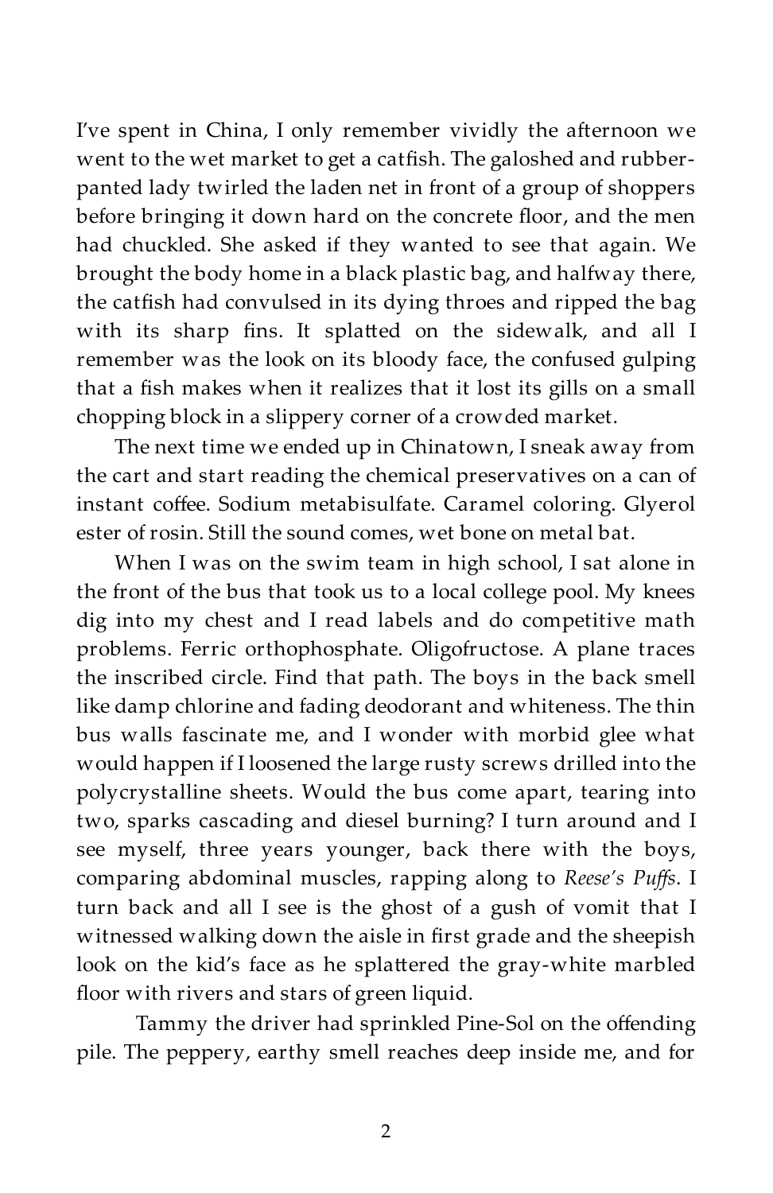I've spent in China, I only remember vividly the afternoon we went to the wet market to get a catfish. The galoshed and rubber-panted lady twirled the laden net in front of a group of shoppers before bringing it down hard on the concrete floor, and the men had chuckled. She asked if they wanted to see that again. We brought the body home in a black plastic bag, and halfway there, the catfish had convulsed in its dying throes and ripped the bag with its sharp fins. It splatted on the sidewalk, and all I remember was the look on its bloody face, the confused gulping that a fish makes when it realizes that it lost its gills on a small chopping block in a slippery corner of a crowded market.

The next time we ended up in Chinatown, I sneak away from the cart and start reading the chemical preservatives on a can of instant coffee. Sodium metabisulfate. Caramel coloring. Glyerol ester of rosin. Still the sound comes, wet bone on metal bat.

When I was on the swim team in high school, I sat alone in the front of the bus that took us to a local college pool. My knees dig into my chest and I read labels and do competitive math problems. Ferric orthophosphate. Oligofructose. A plane traces the inscribed circle. Find that path. The boys in the back smell like damp chlorine and fading deodorant and whiteness. The thin bus walls fascinate me, and I wonder with morbid glee what would happen if I loosened the large rusty screws drilled into the polycrystalline sheets. Would the bus come apart, tearing into two, sparks cascading and diesel burning? I turn around and I see myself, three years younger, back there with the boys, comparing abdominal muscles, rapping along to *Reese's Puffs*. I turn back and all I see is the ghost of a gush of vomit that I witnessed walking down the aisle in first grade and the sheepish look on the kid's face as he splattered the gray-white marbled floor with rivers and stars of green liquid.

Tammy the driver had sprinkled Pine-Sol on the offending pile. The peppery, earthy smell reaches deep inside me, and for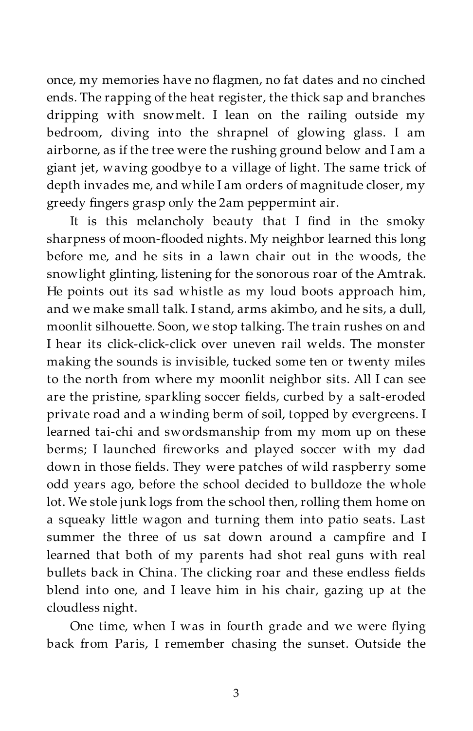once, my memories have no flagmen, no fat dates and no cinched ends. The rapping of the heat register, the thick sap and branches dripping with snowmelt. I lean on the railing outside my bedroom, diving into the shrapnel of glowing glass. I am airborne, as if the tree were the rushing ground below and I am a giant jet, waving goodbye to a village of light. The same trick of depth invades me, and while I am orders of magnitude closer, my greedy fingers grasp only the 2am peppermint air.

It is this melancholy beauty that I find in the smoky sharpness of moon-flooded nights. My neighbor learned this long before me, and he sits in a lawn chair out in the woods, the snowlight glinting, listening for the sonorous roar of the Amtrak. He points out its sad whistle as my loud boots approach him, and we make small talk. I stand, arms akimbo, and he sits, a dull, moonlit silhouette. Soon, we stop talking. The train rushes on and I hear its click-click-click over uneven rail welds. The monster making the sounds is invisible, tucked some ten or twenty miles to the north from where my moonlit neighbor sits. All I can see are the pristine, sparkling soccer fields, curbed by a salt-eroded private road and a winding berm of soil, topped by evergreens. I learned tai-chi and swordsmanship from my mom up on these berms; I launched fireworks and played soccer with my dad down in those fields. They were patches of wild raspberry some odd years ago, before the school decided to bulldoze the whole lot. We stole junk logs from the school then, rolling them home on a squeaky little wagon and turning them into patio seats. Last summer the three of us sat down around a campfire and I learned that both of my parents had shot real guns with real bullets back in China. The clicking roar and these endless fields blend into one, and I leave him in his chair, gazing up at the cloudless night.

One time, when I was in fourth grade and we were flying back from Paris, I remember chasing the sunset. Outside the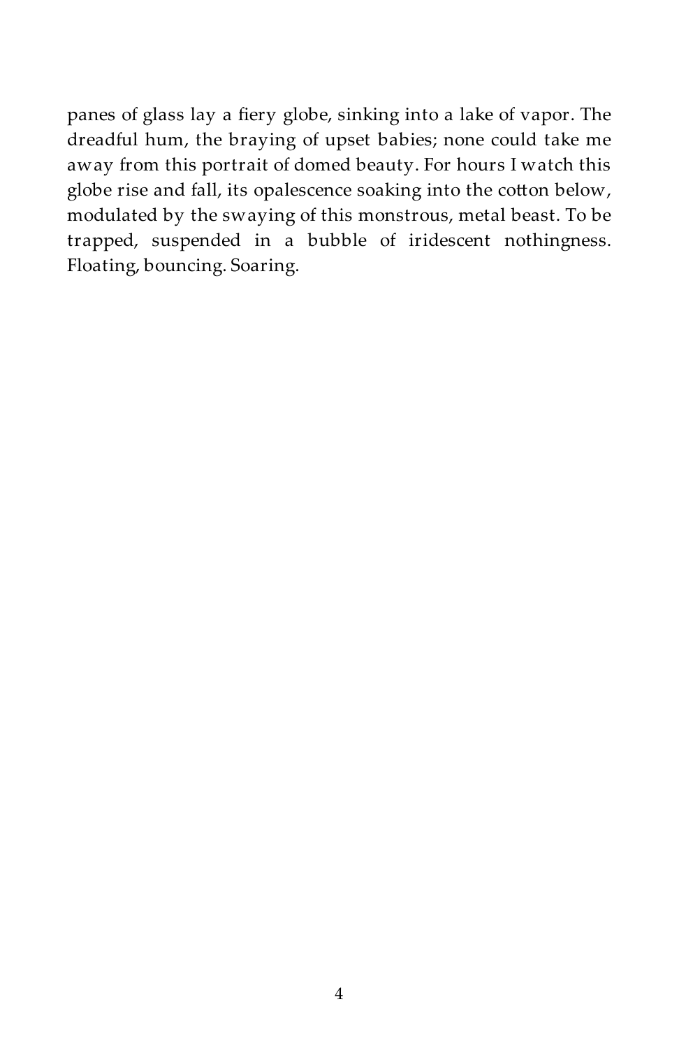panes of glass lay a fiery globe, sinking into a lake of vapor. The dreadful hum, the braying of upset babies; none could take me away from this portrait of domed beauty. For hours I watch this globe rise and fall, its opalescence soaking into the cotton below, modulated by the swaying of this monstrous, metal beast. To be trapped, suspended in a bubble of iridescent nothingness. Floating, bouncing. Soaring.